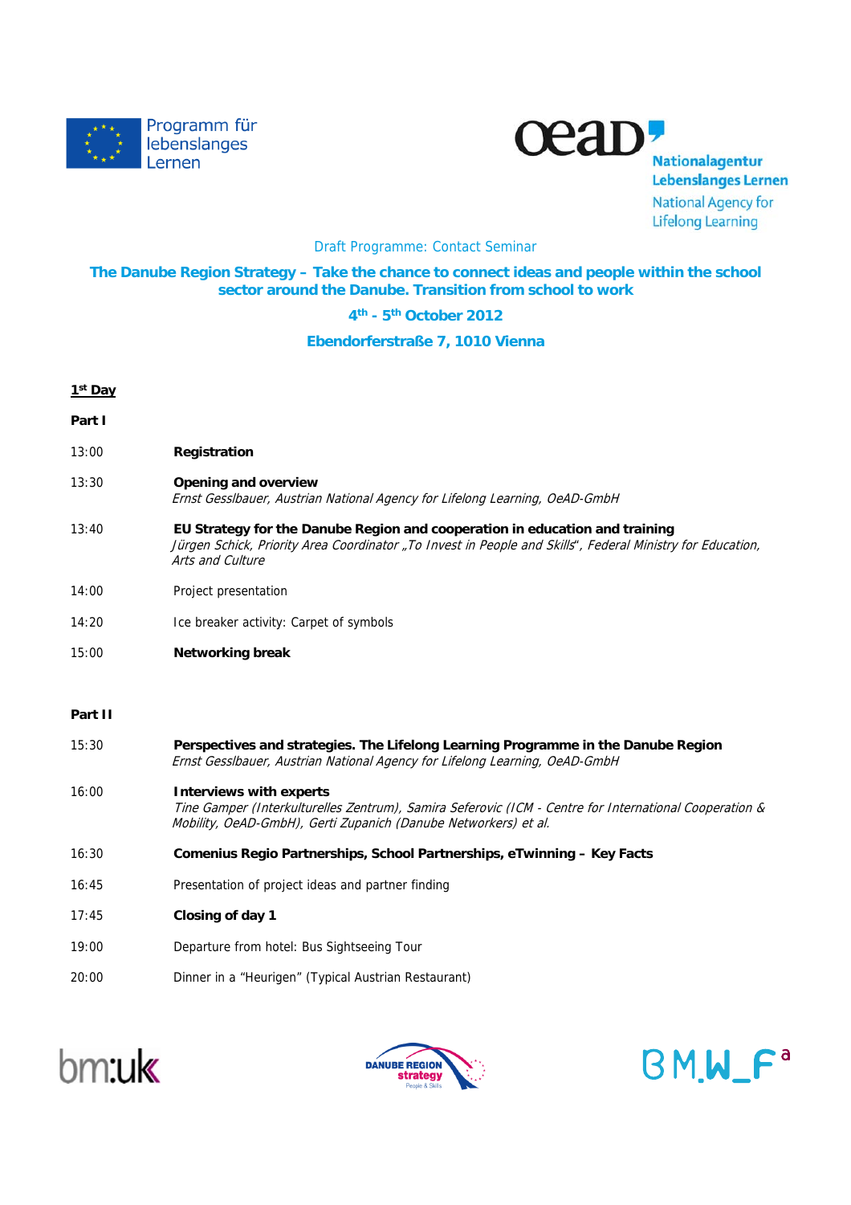Programm für lebenslanges Lernen

oead Nationalagentur Lebenslanges Lernen
National Agency for Lifelong Learning

Draft Programme: Contact Seminar

## The Danube Region Strategy – Take the chance to connect ideas and people within the school sector around the Danube. Transition from school to work

### 4th - 5th October 2012

### Ebendorferstraße 7, 1010 Vienna

**1st Day**

**Part I**

13:00 **Registration**

13:30 **Opening and overview**
*Ernst Gesslbauer, Austrian National Agency for Lifelong Learning, OeAD-GmbH*

13:40 **EU Strategy for the Danube Region and cooperation in education and training**
*Jürgen Schick, Priority Area Coordinator „To Invest in People and Skills", Federal Ministry for Education, Arts and Culture*

14:00 Project presentation

14:20 Ice breaker activity: Carpet of symbols

15:00 **Networking break**

**Part II**

15:30 **Perspectives and strategies. The Lifelong Learning Programme in the Danube Region**
*Ernst Gesslbauer, Austrian National Agency for Lifelong Learning, OeAD-GmbH*

16:00 **Interviews with experts**
*Tine Gamper (Interkulturelles Zentrum), Samira Seferovic (ICM - Centre for International Cooperation & Mobility, OeAD-GmbH), Gerti Zupanich (Danube Networkers) et al.*

16:30 **Comenius Regio Partnerships, School Partnerships, eTwinning – Key Facts**

16:45 Presentation of project ideas and partner finding

17:45 **Closing of day 1**

19:00 Departure from hotel: Bus Sightseeing Tour

20:00 Dinner in a "Heurigen" (Typical Austrian Restaurant)

bm:uk DANUBE REGION strategy People & Skills BMWF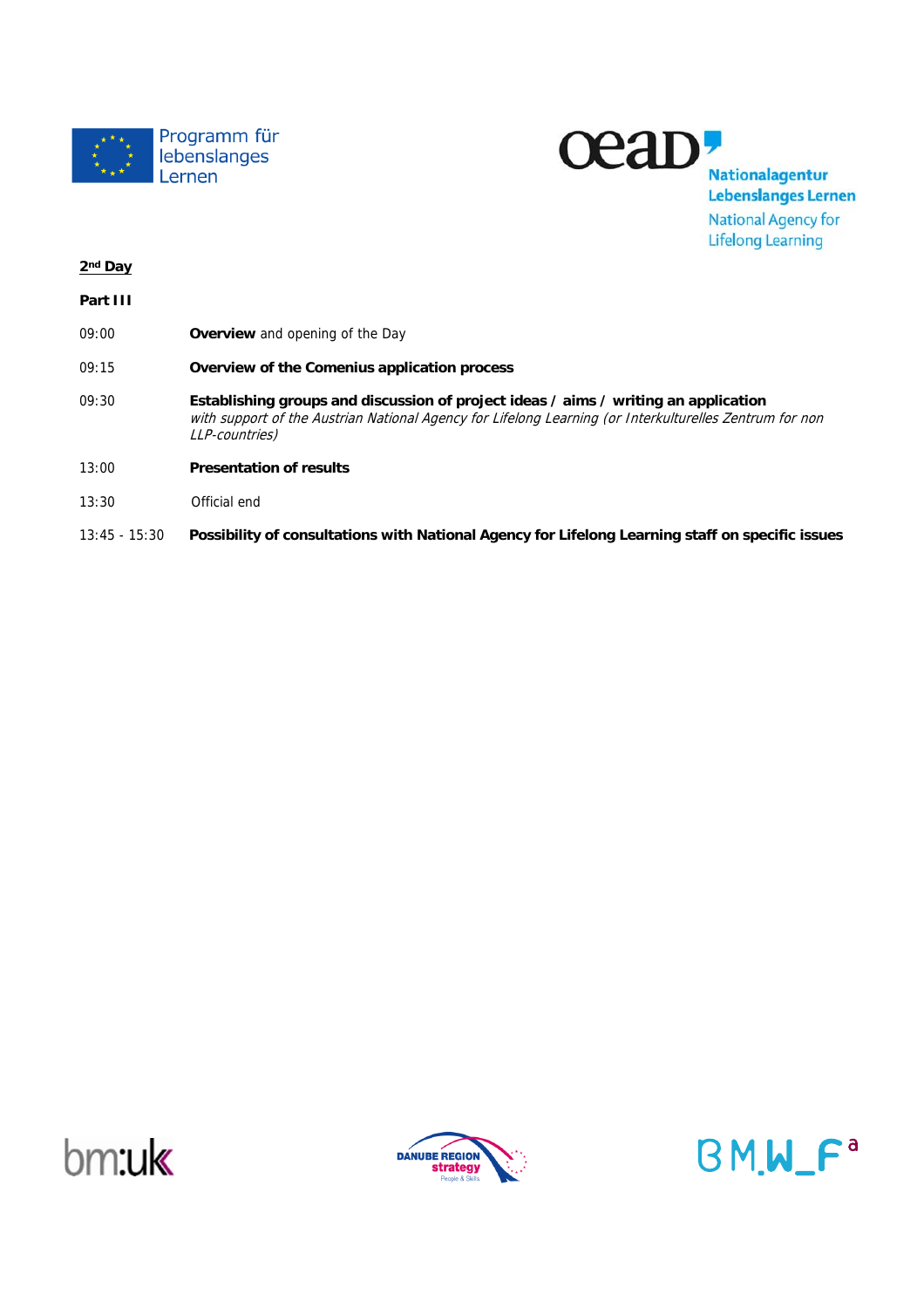**2nd Day**

**Part III**

| | |
|---|---|
| 09:00 | **Overview** and opening of the Day |
| 09:15 | **Overview of the Comenius application process** |
| 09:30 | **Establishing groups and discussion of project ideas / aims / writing an application** *with support of the Austrian National Agency for Lifelong Learning (or Interkulturelles Zentrum for non LLP-countries)* |
| 13:00 | **Presentation of results** |
| 13:30 | Official end |
| 13:45 - 15:30 | **Possibility of consultations with National Agency for Lifelong Learning staff on specific issues** |